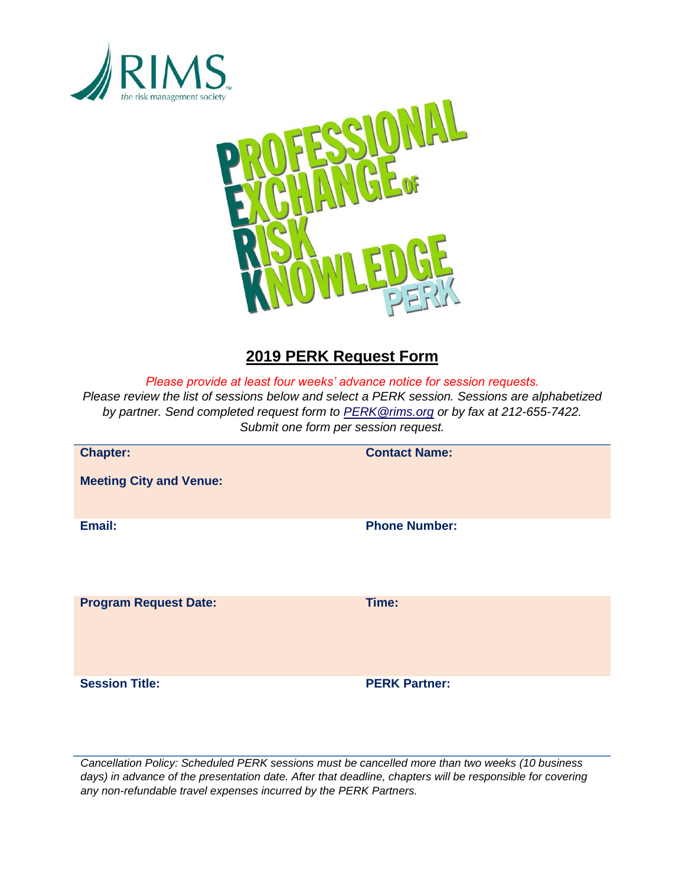RIMS
*the risk management society*

PROFESSIONAL EXCHANGE OF RISK KNOWLEDGE
PERK

## 2019 PERK Request Form

*Please provide at least four weeks' advance notice for session requests.*
*Please review the list of sessions below and select a PERK session. Sessions are alphabetized by partner. Send completed request form to PERK@rims.org or by fax at 212-655-7422. Submit one form per session request.*

| | |
|---|---|
| **Chapter:** | **Contact Name:** |
| **Meeting City and Venue:** | |
| **Email:** | **Phone Number:** |
| **Program Request Date:** | **Time:** |
| **Session Title:** | **PERK Partner:** |

*Cancellation Policy: Scheduled PERK sessions must be cancelled more than two weeks (10 business days) in advance of the presentation date. After that deadline, chapters will be responsible for covering any non-refundable travel expenses incurred by the PERK Partners.*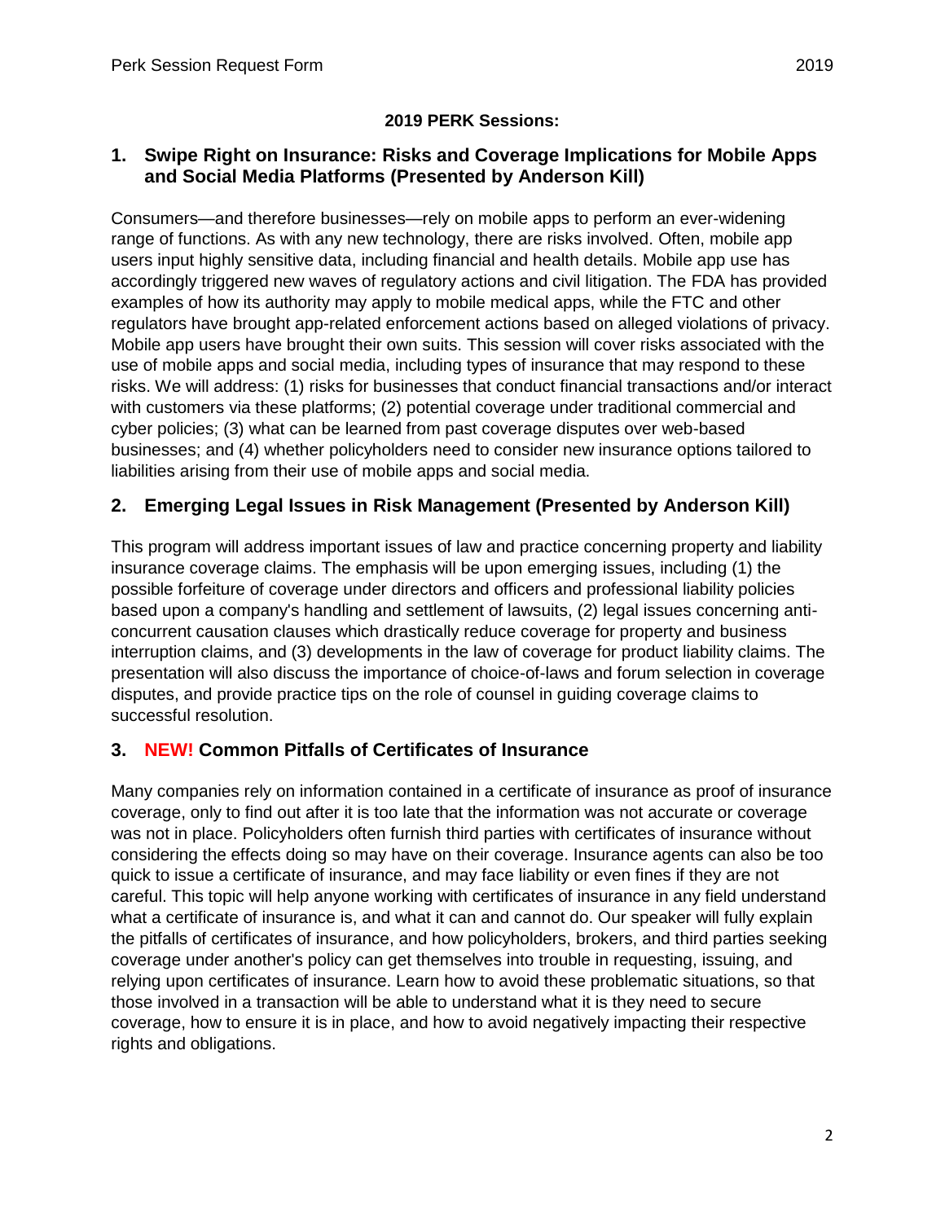**2019 PERK Sessions:**

## 1. Swipe Right on Insurance: Risks and Coverage Implications for Mobile Apps and Social Media Platforms (Presented by Anderson Kill)

Consumers—and therefore businesses—rely on mobile apps to perform an ever-widening range of functions. As with any new technology, there are risks involved. Often, mobile app users input highly sensitive data, including financial and health details. Mobile app use has accordingly triggered new waves of regulatory actions and civil litigation. The FDA has provided examples of how its authority may apply to mobile medical apps, while the FTC and other regulators have brought app-related enforcement actions based on alleged violations of privacy. Mobile app users have brought their own suits. This session will cover risks associated with the use of mobile apps and social media, including types of insurance that may respond to these risks. We will address: (1) risks for businesses that conduct financial transactions and/or interact with customers via these platforms; (2) potential coverage under traditional commercial and cyber policies; (3) what can be learned from past coverage disputes over web-based businesses; and (4) whether policyholders need to consider new insurance options tailored to liabilities arising from their use of mobile apps and social media.

## 2. Emerging Legal Issues in Risk Management (Presented by Anderson Kill)

This program will address important issues of law and practice concerning property and liability insurance coverage claims. The emphasis will be upon emerging issues, including (1) the possible forfeiture of coverage under directors and officers and professional liability policies based upon a company's handling and settlement of lawsuits, (2) legal issues concerning anti-concurrent causation clauses which drastically reduce coverage for property and business interruption claims, and (3) developments in the law of coverage for product liability claims. The presentation will also discuss the importance of choice-of-laws and forum selection in coverage disputes, and provide practice tips on the role of counsel in guiding coverage claims to successful resolution.

## 3. NEW! Common Pitfalls of Certificates of Insurance

Many companies rely on information contained in a certificate of insurance as proof of insurance coverage, only to find out after it is too late that the information was not accurate or coverage was not in place. Policyholders often furnish third parties with certificates of insurance without considering the effects doing so may have on their coverage. Insurance agents can also be too quick to issue a certificate of insurance, and may face liability or even fines if they are not careful. This topic will help anyone working with certificates of insurance in any field understand what a certificate of insurance is, and what it can and cannot do. Our speaker will fully explain the pitfalls of certificates of insurance, and how policyholders, brokers, and third parties seeking coverage under another's policy can get themselves into trouble in requesting, issuing, and relying upon certificates of insurance. Learn how to avoid these problematic situations, so that those involved in a transaction will be able to understand what it is they need to secure coverage, how to ensure it is in place, and how to avoid negatively impacting their respective rights and obligations.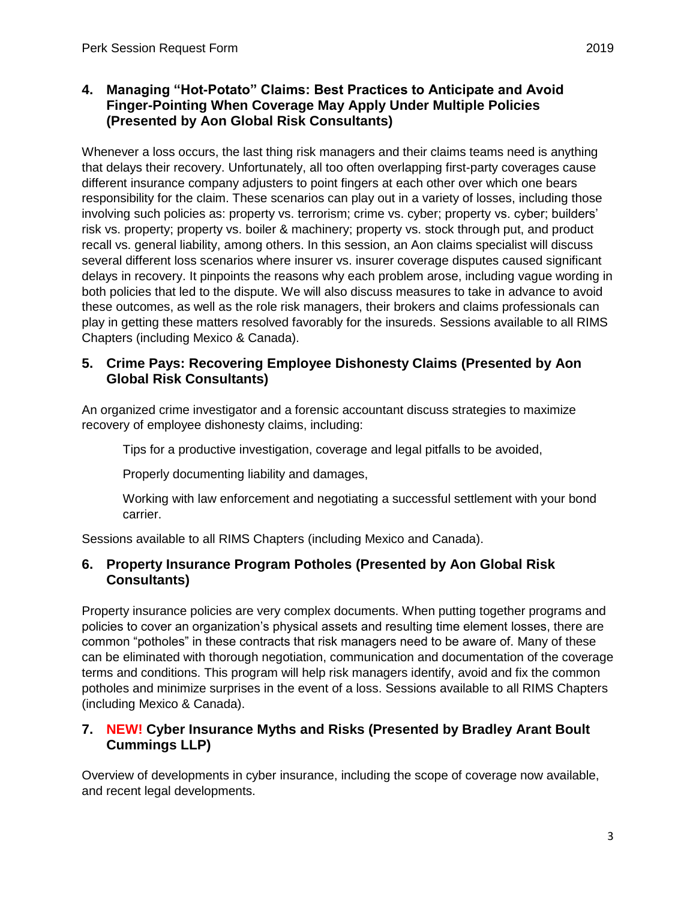### 4. Managing "Hot-Potato" Claims: Best Practices to Anticipate and Avoid Finger-Pointing When Coverage May Apply Under Multiple Policies (Presented by Aon Global Risk Consultants)

Whenever a loss occurs, the last thing risk managers and their claims teams need is anything that delays their recovery. Unfortunately, all too often overlapping first-party coverages cause different insurance company adjusters to point fingers at each other over which one bears responsibility for the claim. These scenarios can play out in a variety of losses, including those involving such policies as: property vs. terrorism; crime vs. cyber; property vs. cyber; builders' risk vs. property; property vs. boiler & machinery; property vs. stock through put, and product recall vs. general liability, among others. In this session, an Aon claims specialist will discuss several different loss scenarios where insurer vs. insurer coverage disputes caused significant delays in recovery. It pinpoints the reasons why each problem arose, including vague wording in both policies that led to the dispute. We will also discuss measures to take in advance to avoid these outcomes, as well as the role risk managers, their brokers and claims professionals can play in getting these matters resolved favorably for the insureds. Sessions available to all RIMS Chapters (including Mexico & Canada).

### 5. Crime Pays: Recovering Employee Dishonesty Claims (Presented by Aon Global Risk Consultants)

An organized crime investigator and a forensic accountant discuss strategies to maximize recovery of employee dishonesty claims, including:

- Tips for a productive investigation, coverage and legal pitfalls to be avoided,
- Properly documenting liability and damages,
- Working with law enforcement and negotiating a successful settlement with your bond carrier.

Sessions available to all RIMS Chapters (including Mexico and Canada).

### 6. Property Insurance Program Potholes (Presented by Aon Global Risk Consultants)

Property insurance policies are very complex documents. When putting together programs and policies to cover an organization's physical assets and resulting time element losses, there are common "potholes" in these contracts that risk managers need to be aware of. Many of these can be eliminated with thorough negotiation, communication and documentation of the coverage terms and conditions. This program will help risk managers identify, avoid and fix the common potholes and minimize surprises in the event of a loss. Sessions available to all RIMS Chapters (including Mexico & Canada).

### 7. NEW! Cyber Insurance Myths and Risks (Presented by Bradley Arant Boult Cummings LLP)

Overview of developments in cyber insurance, including the scope of coverage now available, and recent legal developments.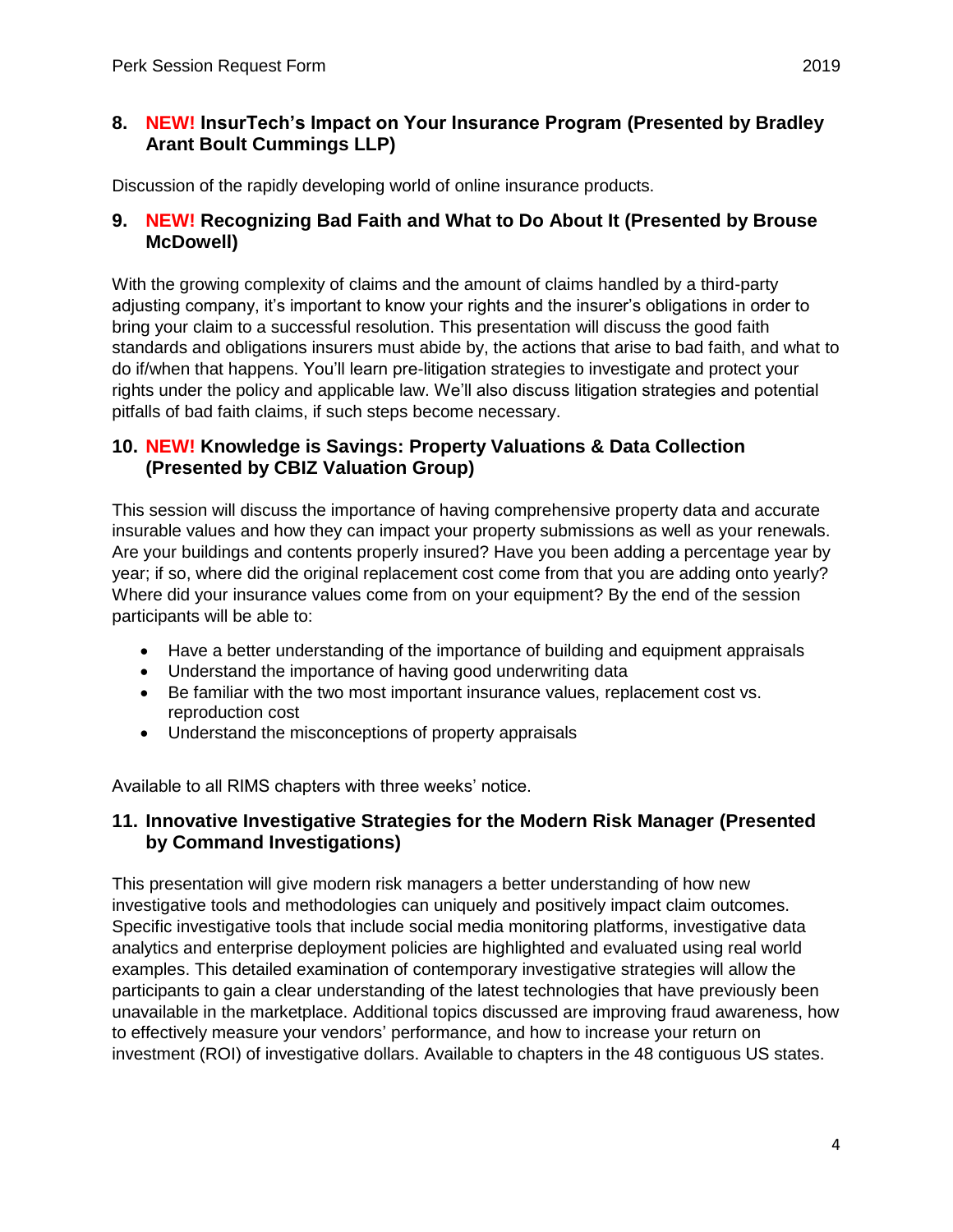### 8. **NEW!** InsurTech's Impact on Your Insurance Program (Presented by Bradley Arant Boult Cummings LLP)

Discussion of the rapidly developing world of online insurance products.

### 9. **NEW!** Recognizing Bad Faith and What to Do About It (Presented by Brouse McDowell)

With the growing complexity of claims and the amount of claims handled by a third-party adjusting company, it's important to know your rights and the insurer's obligations in order to bring your claim to a successful resolution. This presentation will discuss the good faith standards and obligations insurers must abide by, the actions that arise to bad faith, and what to do if/when that happens. You'll learn pre-litigation strategies to investigate and protect your rights under the policy and applicable law. We'll also discuss litigation strategies and potential pitfalls of bad faith claims, if such steps become necessary.

### 10. **NEW!** Knowledge is Savings: Property Valuations & Data Collection (Presented by CBIZ Valuation Group)

This session will discuss the importance of having comprehensive property data and accurate insurable values and how they can impact your property submissions as well as your renewals. Are your buildings and contents properly insured? Have you been adding a percentage year by year; if so, where did the original replacement cost come from that you are adding onto yearly? Where did your insurance values come from on your equipment? By the end of the session participants will be able to:

- Have a better understanding of the importance of building and equipment appraisals
- Understand the importance of having good underwriting data
- Be familiar with the two most important insurance values, replacement cost vs. reproduction cost
- Understand the misconceptions of property appraisals

Available to all RIMS chapters with three weeks' notice.

### 11. Innovative Investigative Strategies for the Modern Risk Manager (Presented by Command Investigations)

This presentation will give modern risk managers a better understanding of how new investigative tools and methodologies can uniquely and positively impact claim outcomes. Specific investigative tools that include social media monitoring platforms, investigative data analytics and enterprise deployment policies are highlighted and evaluated using real world examples. This detailed examination of contemporary investigative strategies will allow the participants to gain a clear understanding of the latest technologies that have previously been unavailable in the marketplace. Additional topics discussed are improving fraud awareness, how to effectively measure your vendors' performance, and how to increase your return on investment (ROI) of investigative dollars. Available to chapters in the 48 contiguous US states.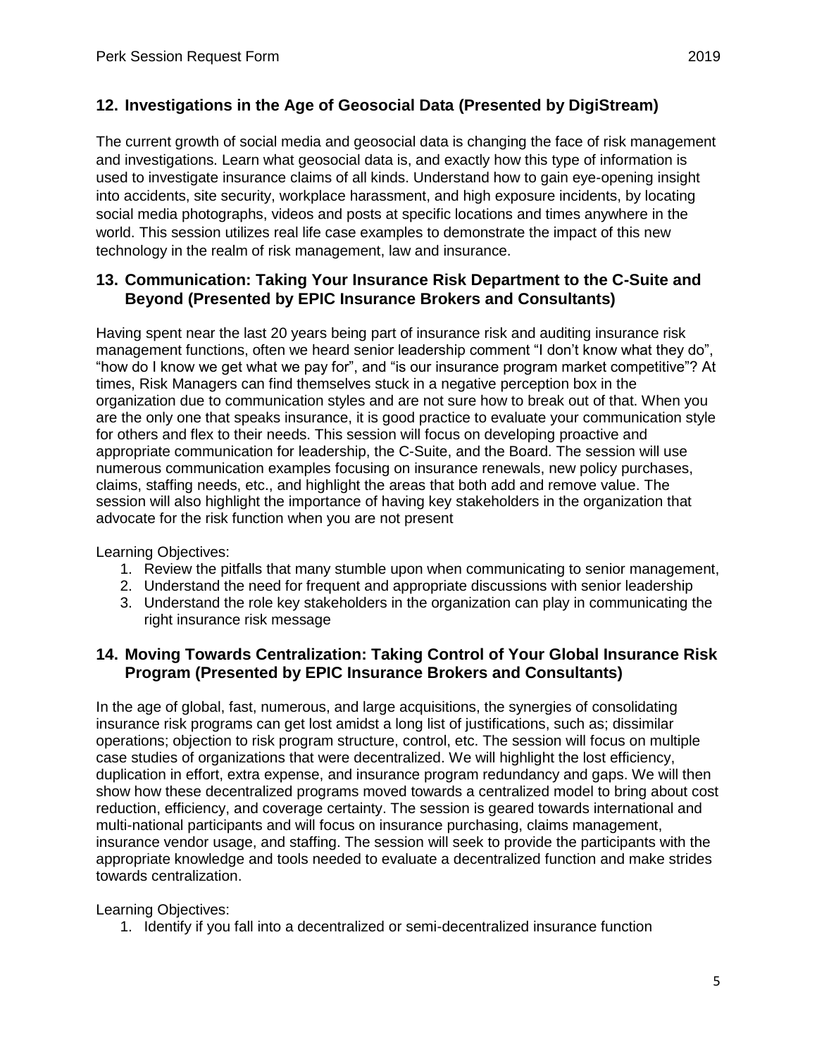## 12. Investigations in the Age of Geosocial Data (Presented by DigiStream)

The current growth of social media and geosocial data is changing the face of risk management and investigations. Learn what geosocial data is, and exactly how this type of information is used to investigate insurance claims of all kinds. Understand how to gain eye-opening insight into accidents, site security, workplace harassment, and high exposure incidents, by locating social media photographs, videos and posts at specific locations and times anywhere in the world. This session utilizes real life case examples to demonstrate the impact of this new technology in the realm of risk management, law and insurance.

## 13. Communication: Taking Your Insurance Risk Department to the C-Suite and Beyond (Presented by EPIC Insurance Brokers and Consultants)

Having spent near the last 20 years being part of insurance risk and auditing insurance risk management functions, often we heard senior leadership comment "I don't know what they do", "how do I know we get what we pay for", and "is our insurance program market competitive"? At times, Risk Managers can find themselves stuck in a negative perception box in the organization due to communication styles and are not sure how to break out of that. When you are the only one that speaks insurance, it is good practice to evaluate your communication style for others and flex to their needs. This session will focus on developing proactive and appropriate communication for leadership, the C-Suite, and the Board. The session will use numerous communication examples focusing on insurance renewals, new policy purchases, claims, staffing needs, etc., and highlight the areas that both add and remove value. The session will also highlight the importance of having key stakeholders in the organization that advocate for the risk function when you are not present

Learning Objectives:

1. Review the pitfalls that many stumble upon when communicating to senior management,
2. Understand the need for frequent and appropriate discussions with senior leadership
3. Understand the role key stakeholders in the organization can play in communicating the right insurance risk message

## 14. Moving Towards Centralization: Taking Control of Your Global Insurance Risk Program (Presented by EPIC Insurance Brokers and Consultants)

In the age of global, fast, numerous, and large acquisitions, the synergies of consolidating insurance risk programs can get lost amidst a long list of justifications, such as; dissimilar operations; objection to risk program structure, control, etc. The session will focus on multiple case studies of organizations that were decentralized. We will highlight the lost efficiency, duplication in effort, extra expense, and insurance program redundancy and gaps. We will then show how these decentralized programs moved towards a centralized model to bring about cost reduction, efficiency, and coverage certainty. The session is geared towards international and multi-national participants and will focus on insurance purchasing, claims management, insurance vendor usage, and staffing. The session will seek to provide the participants with the appropriate knowledge and tools needed to evaluate a decentralized function and make strides towards centralization.

Learning Objectives:

1. Identify if you fall into a decentralized or semi-decentralized insurance function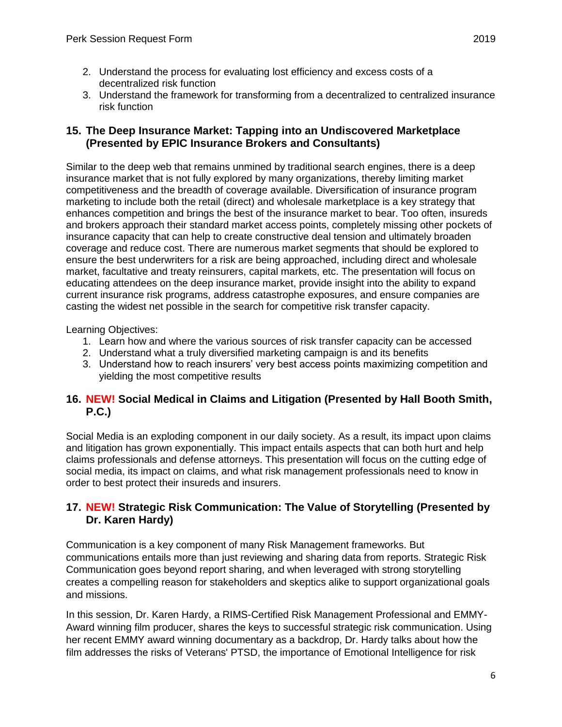2. Understand the process for evaluating lost efficiency and excess costs of a decentralized risk function
3. Understand the framework for transforming from a decentralized to centralized insurance risk function

## 15. The Deep Insurance Market: Tapping into an Undiscovered Marketplace (Presented by EPIC Insurance Brokers and Consultants)

Similar to the deep web that remains unmined by traditional search engines, there is a deep insurance market that is not fully explored by many organizations, thereby limiting market competitiveness and the breadth of coverage available. Diversification of insurance program marketing to include both the retail (direct) and wholesale marketplace is a key strategy that enhances competition and brings the best of the insurance market to bear. Too often, insureds and brokers approach their standard market access points, completely missing other pockets of insurance capacity that can help to create constructive deal tension and ultimately broaden coverage and reduce cost. There are numerous market segments that should be explored to ensure the best underwriters for a risk are being approached, including direct and wholesale market, facultative and treaty reinsurers, capital markets, etc. The presentation will focus on educating attendees on the deep insurance market, provide insight into the ability to expand current insurance risk programs, address catastrophe exposures, and ensure companies are casting the widest net possible in the search for competitive risk transfer capacity.

Learning Objectives:

1. Learn how and where the various sources of risk transfer capacity can be accessed
2. Understand what a truly diversified marketing campaign is and its benefits
3. Understand how to reach insurers' very best access points maximizing competition and yielding the most competitive results

## 16. NEW! Social Medical in Claims and Litigation (Presented by Hall Booth Smith, P.C.)

Social Media is an exploding component in our daily society. As a result, its impact upon claims and litigation has grown exponentially. This impact entails aspects that can both hurt and help claims professionals and defense attorneys. This presentation will focus on the cutting edge of social media, its impact on claims, and what risk management professionals need to know in order to best protect their insureds and insurers.

## 17. NEW! Strategic Risk Communication: The Value of Storytelling (Presented by Dr. Karen Hardy)

Communication is a key component of many Risk Management frameworks. But communications entails more than just reviewing and sharing data from reports. Strategic Risk Communication goes beyond report sharing, and when leveraged with strong storytelling creates a compelling reason for stakeholders and skeptics alike to support organizational goals and missions.

In this session, Dr. Karen Hardy, a RIMS-Certified Risk Management Professional and EMMY-Award winning film producer, shares the keys to successful strategic risk communication. Using her recent EMMY award winning documentary as a backdrop, Dr. Hardy talks about how the film addresses the risks of Veterans' PTSD, the importance of Emotional Intelligence for risk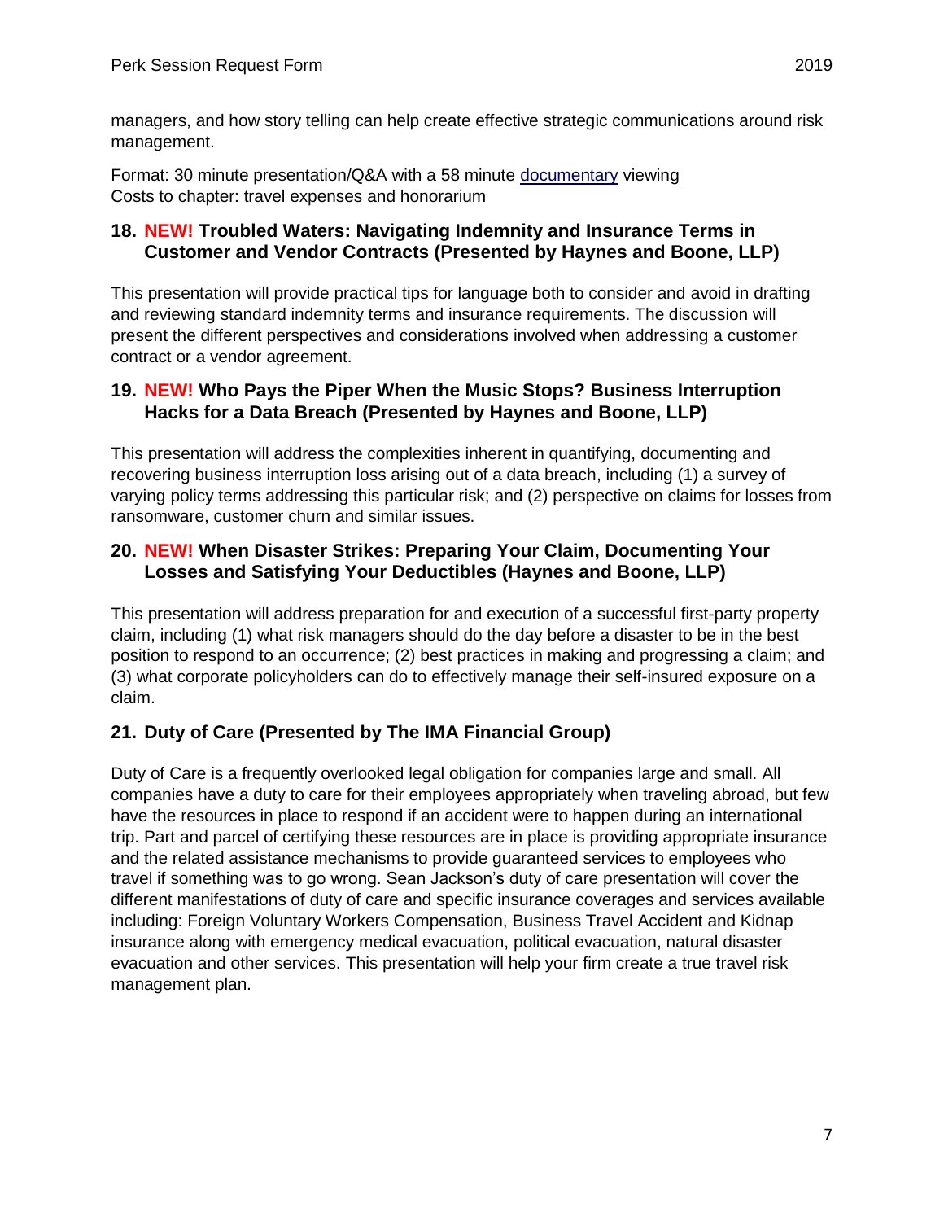managers, and how story telling can help create effective strategic communications around risk management.

Format: 30 minute presentation/Q&A with a 58 minute documentary viewing
Costs to chapter: travel expenses and honorarium

### 18. NEW! Troubled Waters: Navigating Indemnity and Insurance Terms in Customer and Vendor Contracts (Presented by Haynes and Boone, LLP)

This presentation will provide practical tips for language both to consider and avoid in drafting and reviewing standard indemnity terms and insurance requirements. The discussion will present the different perspectives and considerations involved when addressing a customer contract or a vendor agreement.

### 19. NEW! Who Pays the Piper When the Music Stops? Business Interruption Hacks for a Data Breach (Presented by Haynes and Boone, LLP)

This presentation will address the complexities inherent in quantifying, documenting and recovering business interruption loss arising out of a data breach, including (1) a survey of varying policy terms addressing this particular risk; and (2) perspective on claims for losses from ransomware, customer churn and similar issues.

### 20. NEW! When Disaster Strikes: Preparing Your Claim, Documenting Your Losses and Satisfying Your Deductibles (Haynes and Boone, LLP)

This presentation will address preparation for and execution of a successful first-party property claim, including (1) what risk managers should do the day before a disaster to be in the best position to respond to an occurrence; (2) best practices in making and progressing a claim; and (3) what corporate policyholders can do to effectively manage their self-insured exposure on a claim.

### 21. Duty of Care (Presented by The IMA Financial Group)

Duty of Care is a frequently overlooked legal obligation for companies large and small. All companies have a duty to care for their employees appropriately when traveling abroad, but few have the resources in place to respond if an accident were to happen during an international trip. Part and parcel of certifying these resources are in place is providing appropriate insurance and the related assistance mechanisms to provide guaranteed services to employees who travel if something was to go wrong. Sean Jackson's duty of care presentation will cover the different manifestations of duty of care and specific insurance coverages and services available including: Foreign Voluntary Workers Compensation, Business Travel Accident and Kidnap insurance along with emergency medical evacuation, political evacuation, natural disaster evacuation and other services. This presentation will help your firm create a true travel risk management plan.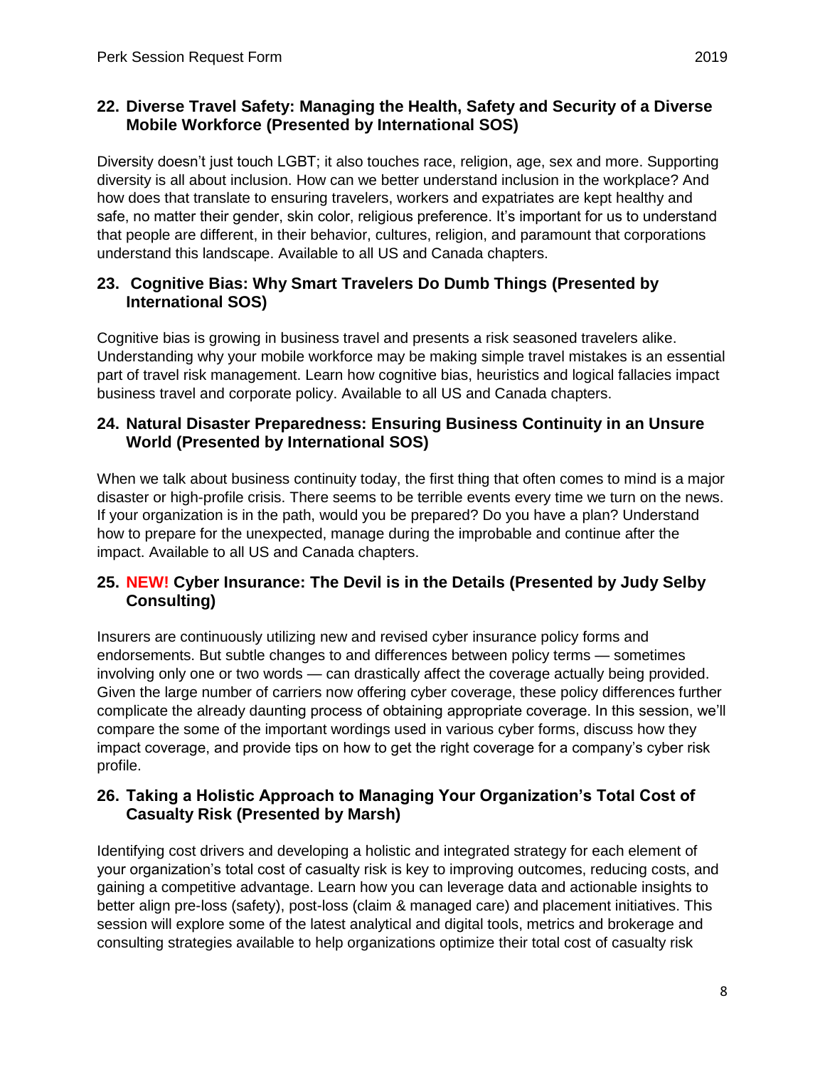### 22. Diverse Travel Safety: Managing the Health, Safety and Security of a Diverse Mobile Workforce (Presented by International SOS)

Diversity doesn't just touch LGBT; it also touches race, religion, age, sex and more. Supporting diversity is all about inclusion. How can we better understand inclusion in the workplace? And how does that translate to ensuring travelers, workers and expatriates are kept healthy and safe, no matter their gender, skin color, religious preference. It's important for us to understand that people are different, in their behavior, cultures, religion, and paramount that corporations understand this landscape. Available to all US and Canada chapters.

### 23. Cognitive Bias: Why Smart Travelers Do Dumb Things (Presented by International SOS)

Cognitive bias is growing in business travel and presents a risk seasoned travelers alike. Understanding why your mobile workforce may be making simple travel mistakes is an essential part of travel risk management. Learn how cognitive bias, heuristics and logical fallacies impact business travel and corporate policy. Available to all US and Canada chapters.

### 24. Natural Disaster Preparedness: Ensuring Business Continuity in an Unsure World (Presented by International SOS)

When we talk about business continuity today, the first thing that often comes to mind is a major disaster or high-profile crisis. There seems to be terrible events every time we turn on the news. If your organization is in the path, would you be prepared? Do you have a plan? Understand how to prepare for the unexpected, manage during the improbable and continue after the impact. Available to all US and Canada chapters.

### 25. NEW! Cyber Insurance: The Devil is in the Details (Presented by Judy Selby Consulting)

Insurers are continuously utilizing new and revised cyber insurance policy forms and endorsements. But subtle changes to and differences between policy terms — sometimes involving only one or two words — can drastically affect the coverage actually being provided. Given the large number of carriers now offering cyber coverage, these policy differences further complicate the already daunting process of obtaining appropriate coverage. In this session, we'll compare the some of the important wordings used in various cyber forms, discuss how they impact coverage, and provide tips on how to get the right coverage for a company's cyber risk profile.

### 26. Taking a Holistic Approach to Managing Your Organization's Total Cost of Casualty Risk (Presented by Marsh)

Identifying cost drivers and developing a holistic and integrated strategy for each element of your organization's total cost of casualty risk is key to improving outcomes, reducing costs, and gaining a competitive advantage. Learn how you can leverage data and actionable insights to better align pre-loss (safety), post-loss (claim & managed care) and placement initiatives. This session will explore some of the latest analytical and digital tools, metrics and brokerage and consulting strategies available to help organizations optimize their total cost of casualty risk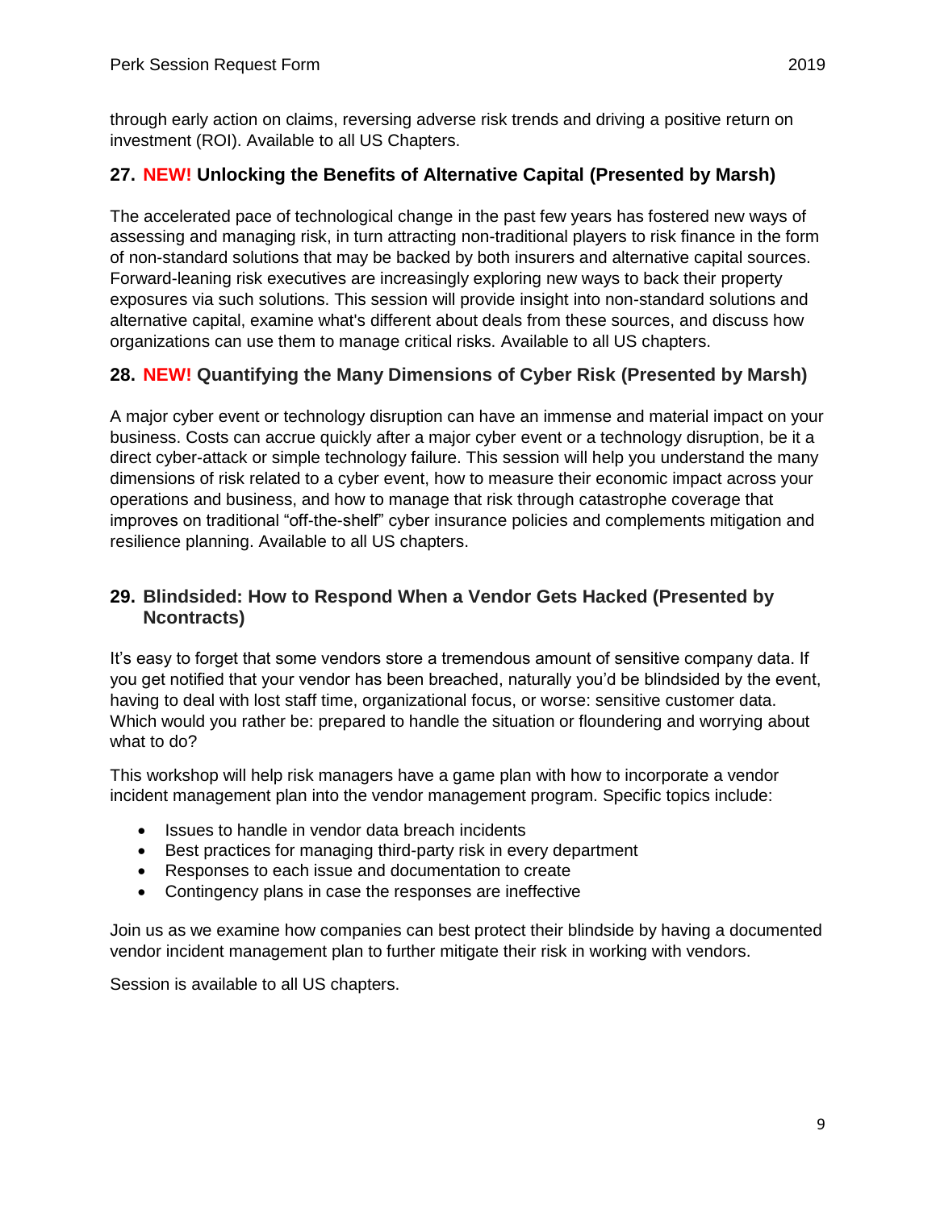through early action on claims, reversing adverse risk trends and driving a positive return on investment (ROI). Available to all US Chapters.

### 27. NEW! Unlocking the Benefits of Alternative Capital (Presented by Marsh)

The accelerated pace of technological change in the past few years has fostered new ways of assessing and managing risk, in turn attracting non-traditional players to risk finance in the form of non-standard solutions that may be backed by both insurers and alternative capital sources. Forward-leaning risk executives are increasingly exploring new ways to back their property exposures via such solutions. This session will provide insight into non-standard solutions and alternative capital, examine what's different about deals from these sources, and discuss how organizations can use them to manage critical risks. Available to all US chapters.

### 28. NEW! Quantifying the Many Dimensions of Cyber Risk (Presented by Marsh)

A major cyber event or technology disruption can have an immense and material impact on your business. Costs can accrue quickly after a major cyber event or a technology disruption, be it a direct cyber-attack or simple technology failure. This session will help you understand the many dimensions of risk related to a cyber event, how to measure their economic impact across your operations and business, and how to manage that risk through catastrophe coverage that improves on traditional "off-the-shelf" cyber insurance policies and complements mitigation and resilience planning. Available to all US chapters.

### 29. Blindsided: How to Respond When a Vendor Gets Hacked (Presented by Ncontracts)

It's easy to forget that some vendors store a tremendous amount of sensitive company data. If you get notified that your vendor has been breached, naturally you'd be blindsided by the event, having to deal with lost staff time, organizational focus, or worse: sensitive customer data. Which would you rather be: prepared to handle the situation or floundering and worrying about what to do?

This workshop will help risk managers have a game plan with how to incorporate a vendor incident management plan into the vendor management program. Specific topics include:

- Issues to handle in vendor data breach incidents
- Best practices for managing third-party risk in every department
- Responses to each issue and documentation to create
- Contingency plans in case the responses are ineffective

Join us as we examine how companies can best protect their blindside by having a documented vendor incident management plan to further mitigate their risk in working with vendors.

Session is available to all US chapters.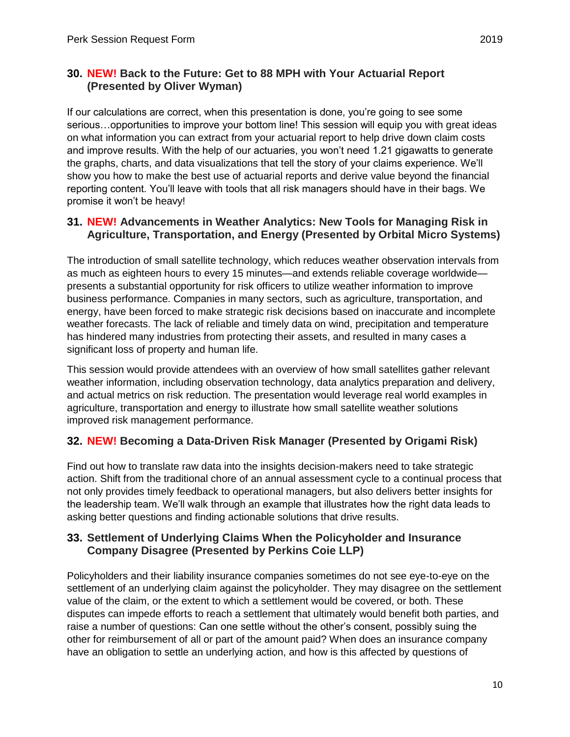### 30. **NEW!** Back to the Future: Get to 88 MPH with Your Actuarial Report (Presented by Oliver Wyman)

If our calculations are correct, when this presentation is done, you're going to see some serious…opportunities to improve your bottom line! This session will equip you with great ideas on what information you can extract from your actuarial report to help drive down claim costs and improve results. With the help of our actuaries, you won't need 1.21 gigawatts to generate the graphs, charts, and data visualizations that tell the story of your claims experience. We'll show you how to make the best use of actuarial reports and derive value beyond the financial reporting content. You'll leave with tools that all risk managers should have in their bags. We promise it won't be heavy!

### 31. **NEW!** Advancements in Weather Analytics: New Tools for Managing Risk in Agriculture, Transportation, and Energy (Presented by Orbital Micro Systems)

The introduction of small satellite technology, which reduces weather observation intervals from as much as eighteen hours to every 15 minutes—and extends reliable coverage worldwide—presents a substantial opportunity for risk officers to utilize weather information to improve business performance. Companies in many sectors, such as agriculture, transportation, and energy, have been forced to make strategic risk decisions based on inaccurate and incomplete weather forecasts. The lack of reliable and timely data on wind, precipitation and temperature has hindered many industries from protecting their assets, and resulted in many cases a significant loss of property and human life.

This session would provide attendees with an overview of how small satellites gather relevant weather information, including observation technology, data analytics preparation and delivery, and actual metrics on risk reduction. The presentation would leverage real world examples in agriculture, transportation and energy to illustrate how small satellite weather solutions improved risk management performance.

### 32. **NEW!** Becoming a Data-Driven Risk Manager (Presented by Origami Risk)

Find out how to translate raw data into the insights decision-makers need to take strategic action. Shift from the traditional chore of an annual assessment cycle to a continual process that not only provides timely feedback to operational managers, but also delivers better insights for the leadership team. We'll walk through an example that illustrates how the right data leads to asking better questions and finding actionable solutions that drive results.

### 33. Settlement of Underlying Claims When the Policyholder and Insurance Company Disagree (Presented by Perkins Coie LLP)

Policyholders and their liability insurance companies sometimes do not see eye-to-eye on the settlement of an underlying claim against the policyholder. They may disagree on the settlement value of the claim, or the extent to which a settlement would be covered, or both. These disputes can impede efforts to reach a settlement that ultimately would benefit both parties, and raise a number of questions: Can one settle without the other's consent, possibly suing the other for reimbursement of all or part of the amount paid? When does an insurance company have an obligation to settle an underlying action, and how is this affected by questions of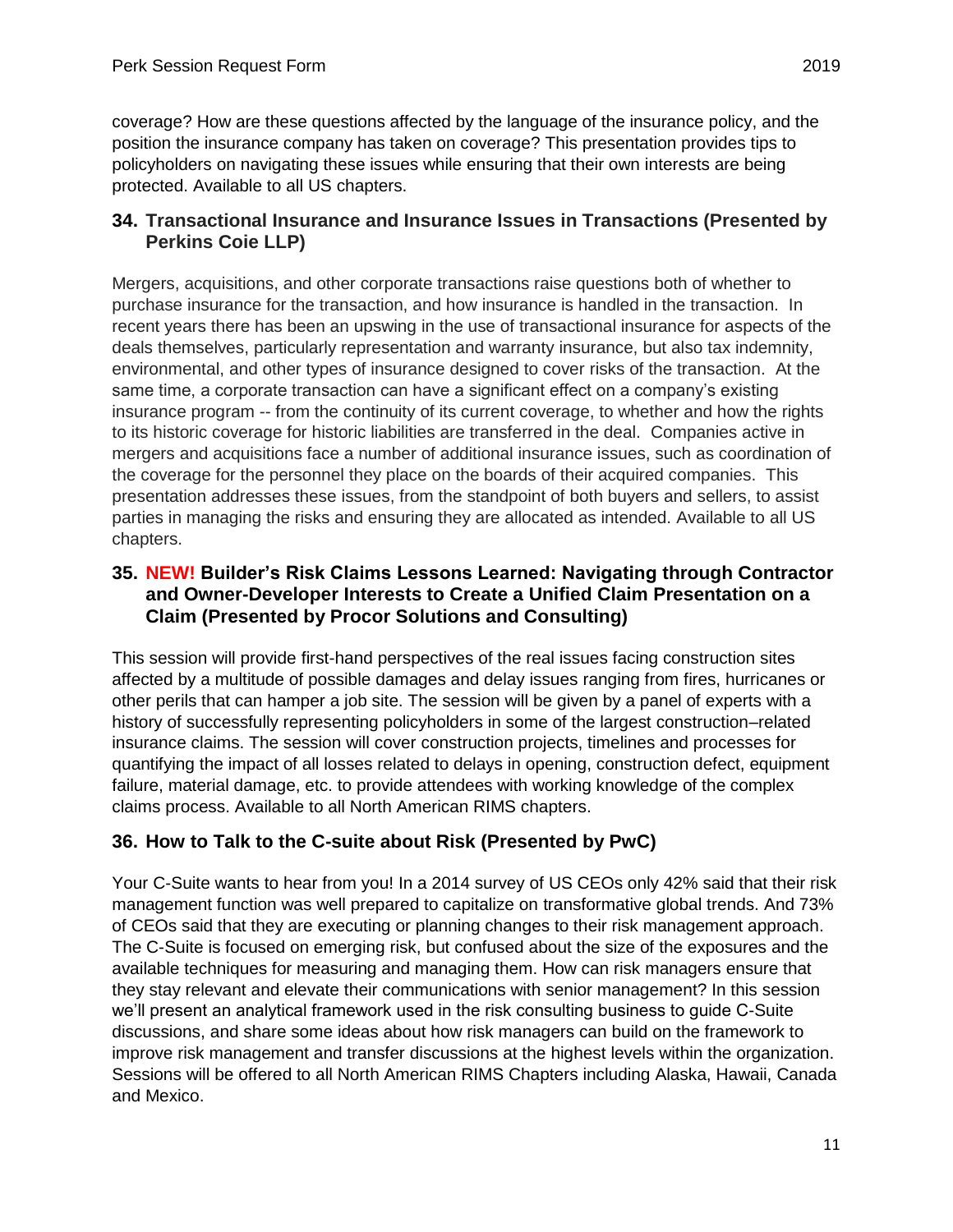coverage? How are these questions affected by the language of the insurance policy, and the position the insurance company has taken on coverage? This presentation provides tips to policyholders on navigating these issues while ensuring that their own interests are being protected. Available to all US chapters.

### 34. Transactional Insurance and Insurance Issues in Transactions (Presented by Perkins Coie LLP)

Mergers, acquisitions, and other corporate transactions raise questions both of whether to purchase insurance for the transaction, and how insurance is handled in the transaction. In recent years there has been an upswing in the use of transactional insurance for aspects of the deals themselves, particularly representation and warranty insurance, but also tax indemnity, environmental, and other types of insurance designed to cover risks of the transaction. At the same time, a corporate transaction can have a significant effect on a company's existing insurance program -- from the continuity of its current coverage, to whether and how the rights to its historic coverage for historic liabilities are transferred in the deal. Companies active in mergers and acquisitions face a number of additional insurance issues, such as coordination of the coverage for the personnel they place on the boards of their acquired companies. This presentation addresses these issues, from the standpoint of both buyers and sellers, to assist parties in managing the risks and ensuring they are allocated as intended. Available to all US chapters.

### 35. NEW! Builder's Risk Claims Lessons Learned: Navigating through Contractor and Owner-Developer Interests to Create a Unified Claim Presentation on a Claim (Presented by Procor Solutions and Consulting)

This session will provide first-hand perspectives of the real issues facing construction sites affected by a multitude of possible damages and delay issues ranging from fires, hurricanes or other perils that can hamper a job site. The session will be given by a panel of experts with a history of successfully representing policyholders in some of the largest construction–related insurance claims. The session will cover construction projects, timelines and processes for quantifying the impact of all losses related to delays in opening, construction defect, equipment failure, material damage, etc. to provide attendees with working knowledge of the complex claims process. Available to all North American RIMS chapters.

### 36. How to Talk to the C-suite about Risk (Presented by PwC)

Your C-Suite wants to hear from you! In a 2014 survey of US CEOs only 42% said that their risk management function was well prepared to capitalize on transformative global trends. And 73% of CEOs said that they are executing or planning changes to their risk management approach. The C-Suite is focused on emerging risk, but confused about the size of the exposures and the available techniques for measuring and managing them. How can risk managers ensure that they stay relevant and elevate their communications with senior management? In this session we'll present an analytical framework used in the risk consulting business to guide C-Suite discussions, and share some ideas about how risk managers can build on the framework to improve risk management and transfer discussions at the highest levels within the organization. Sessions will be offered to all North American RIMS Chapters including Alaska, Hawaii, Canada and Mexico.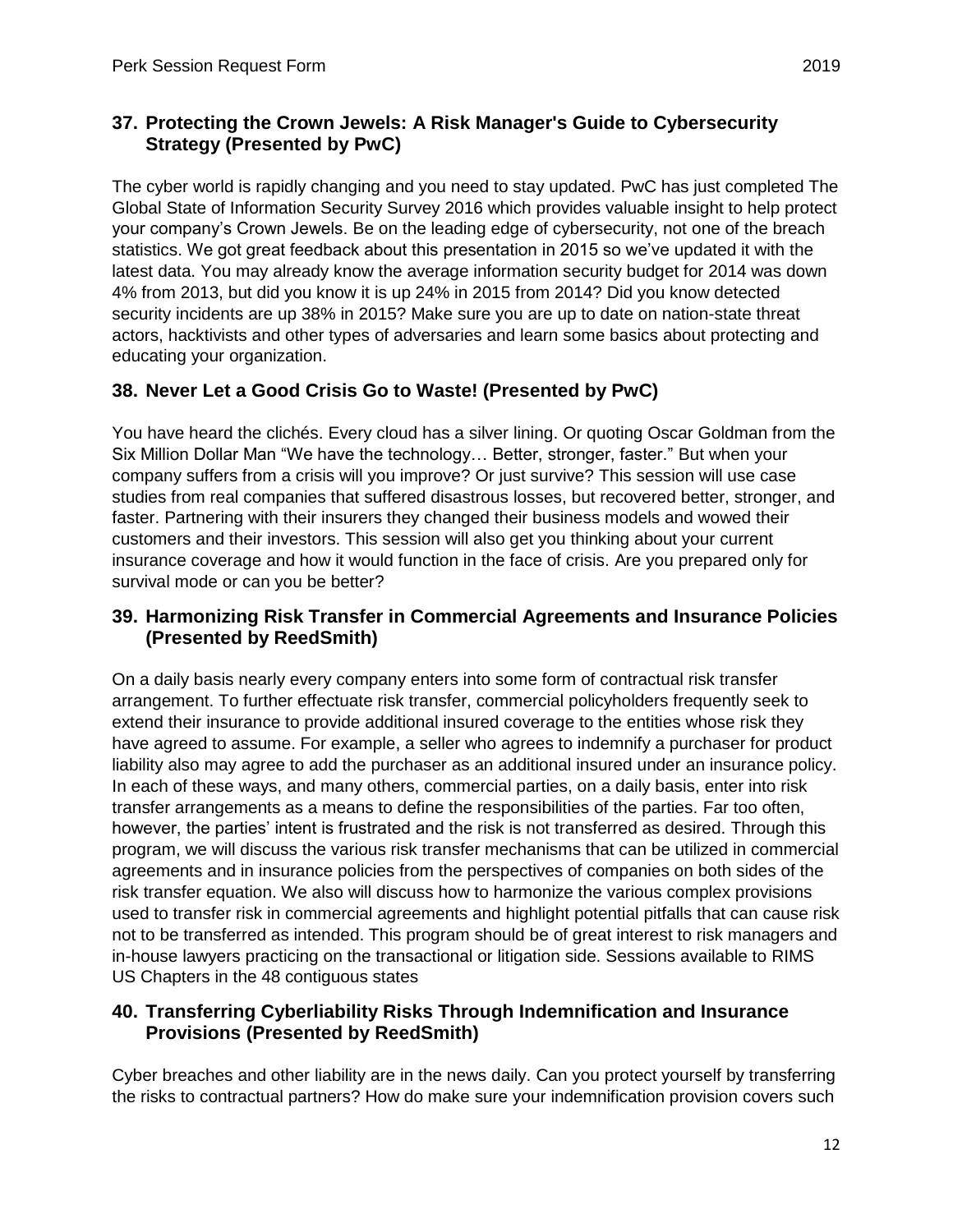## 37. Protecting the Crown Jewels: A Risk Manager's Guide to Cybersecurity Strategy (Presented by PwC)

The cyber world is rapidly changing and you need to stay updated. PwC has just completed The Global State of Information Security Survey 2016 which provides valuable insight to help protect your company's Crown Jewels. Be on the leading edge of cybersecurity, not one of the breach statistics. We got great feedback about this presentation in 2015 so we've updated it with the latest data. You may already know the average information security budget for 2014 was down 4% from 2013, but did you know it is up 24% in 2015 from 2014? Did you know detected security incidents are up 38% in 2015? Make sure you are up to date on nation-state threat actors, hacktivists and other types of adversaries and learn some basics about protecting and educating your organization.

## 38. Never Let a Good Crisis Go to Waste! (Presented by PwC)

You have heard the clichés. Every cloud has a silver lining. Or quoting Oscar Goldman from the Six Million Dollar Man "We have the technology… Better, stronger, faster." But when your company suffers from a crisis will you improve? Or just survive? This session will use case studies from real companies that suffered disastrous losses, but recovered better, stronger, and faster. Partnering with their insurers they changed their business models and wowed their customers and their investors. This session will also get you thinking about your current insurance coverage and how it would function in the face of crisis. Are you prepared only for survival mode or can you be better?

## 39. Harmonizing Risk Transfer in Commercial Agreements and Insurance Policies (Presented by ReedSmith)

On a daily basis nearly every company enters into some form of contractual risk transfer arrangement. To further effectuate risk transfer, commercial policyholders frequently seek to extend their insurance to provide additional insured coverage to the entities whose risk they have agreed to assume. For example, a seller who agrees to indemnify a purchaser for product liability also may agree to add the purchaser as an additional insured under an insurance policy. In each of these ways, and many others, commercial parties, on a daily basis, enter into risk transfer arrangements as a means to define the responsibilities of the parties. Far too often, however, the parties' intent is frustrated and the risk is not transferred as desired. Through this program, we will discuss the various risk transfer mechanisms that can be utilized in commercial agreements and in insurance policies from the perspectives of companies on both sides of the risk transfer equation. We also will discuss how to harmonize the various complex provisions used to transfer risk in commercial agreements and highlight potential pitfalls that can cause risk not to be transferred as intended. This program should be of great interest to risk managers and in-house lawyers practicing on the transactional or litigation side. Sessions available to RIMS US Chapters in the 48 contiguous states

## 40. Transferring Cyberliability Risks Through Indemnification and Insurance Provisions (Presented by ReedSmith)

Cyber breaches and other liability are in the news daily. Can you protect yourself by transferring the risks to contractual partners? How do make sure your indemnification provision covers such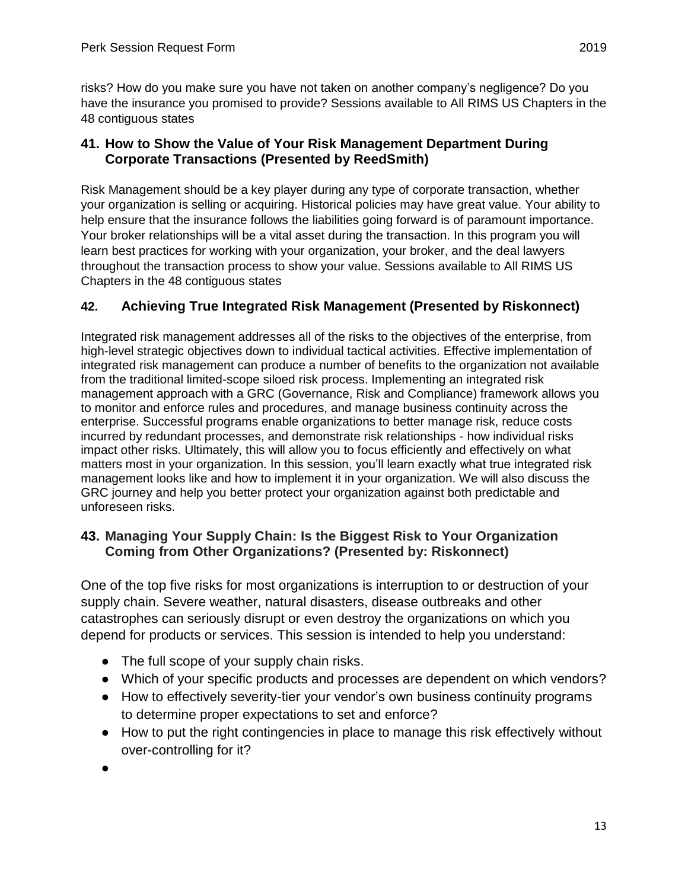risks? How do you make sure you have not taken on another company's negligence? Do you have the insurance you promised to provide? Sessions available to All RIMS US Chapters in the 48 contiguous states

### 41. How to Show the Value of Your Risk Management Department During Corporate Transactions (Presented by ReedSmith)

Risk Management should be a key player during any type of corporate transaction, whether your organization is selling or acquiring. Historical policies may have great value. Your ability to help ensure that the insurance follows the liabilities going forward is of paramount importance. Your broker relationships will be a vital asset during the transaction. In this program you will learn best practices for working with your organization, your broker, and the deal lawyers throughout the transaction process to show your value. Sessions available to All RIMS US Chapters in the 48 contiguous states

### 42. Achieving True Integrated Risk Management (Presented by Riskonnect)

Integrated risk management addresses all of the risks to the objectives of the enterprise, from high-level strategic objectives down to individual tactical activities. Effective implementation of integrated risk management can produce a number of benefits to the organization not available from the traditional limited-scope siloed risk process. Implementing an integrated risk management approach with a GRC (Governance, Risk and Compliance) framework allows you to monitor and enforce rules and procedures, and manage business continuity across the enterprise. Successful programs enable organizations to better manage risk, reduce costs incurred by redundant processes, and demonstrate risk relationships - how individual risks impact other risks. Ultimately, this will allow you to focus efficiently and effectively on what matters most in your organization. In this session, you'll learn exactly what true integrated risk management looks like and how to implement it in your organization. We will also discuss the GRC journey and help you better protect your organization against both predictable and unforeseen risks.

### 43. Managing Your Supply Chain: Is the Biggest Risk to Your Organization Coming from Other Organizations? (Presented by: Riskonnect)

One of the top five risks for most organizations is interruption to or destruction of your supply chain. Severe weather, natural disasters, disease outbreaks and other catastrophes can seriously disrupt or even destroy the organizations on which you depend for products or services. This session is intended to help you understand:

- The full scope of your supply chain risks.
- Which of your specific products and processes are dependent on which vendors?
- How to effectively severity-tier your vendor's own business continuity programs to determine proper expectations to set and enforce?
- How to put the right contingencies in place to manage this risk effectively without over-controlling for it?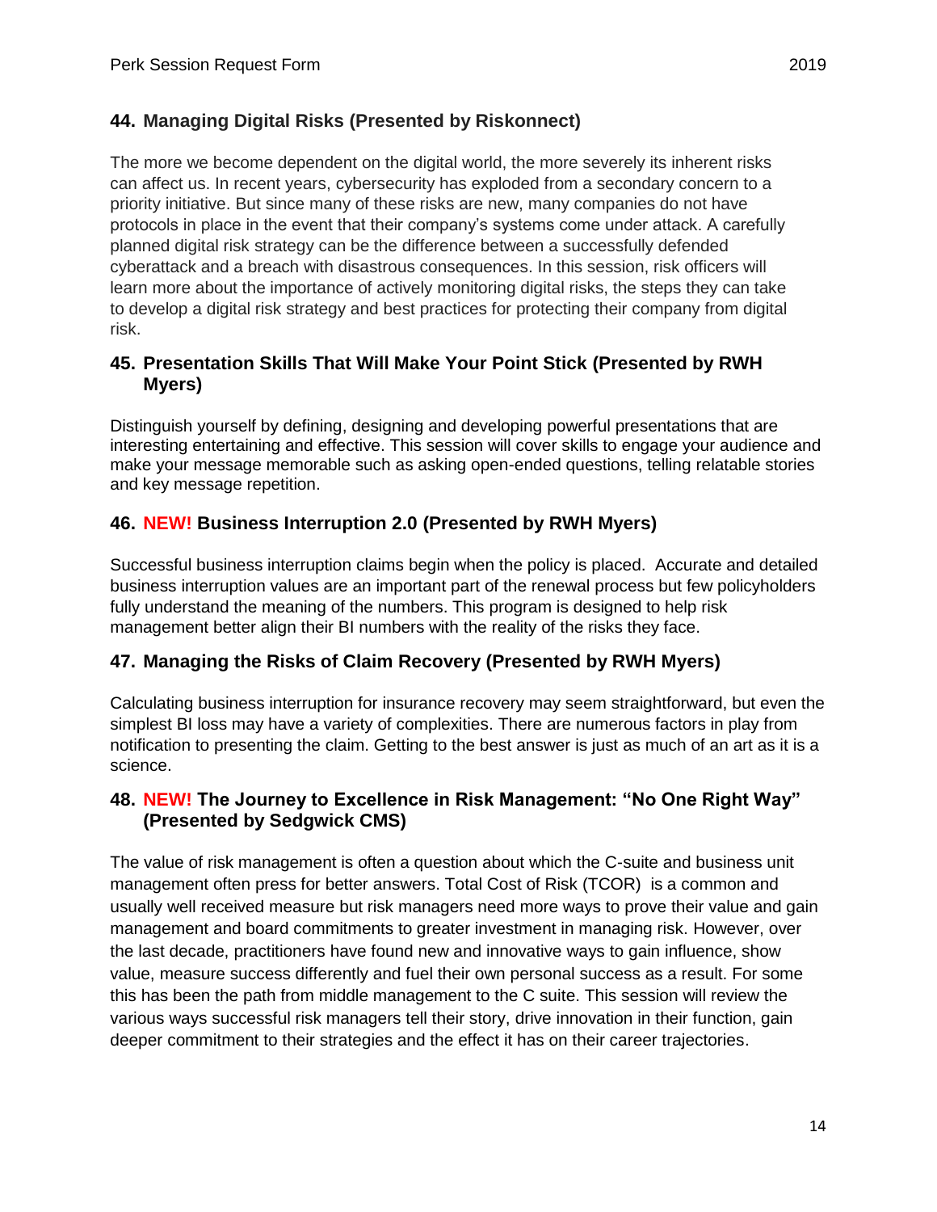## 44. Managing Digital Risks (Presented by Riskonnect)

The more we become dependent on the digital world, the more severely its inherent risks can affect us. In recent years, cybersecurity has exploded from a secondary concern to a priority initiative. But since many of these risks are new, many companies do not have protocols in place in the event that their company's systems come under attack. A carefully planned digital risk strategy can be the difference between a successfully defended cyberattack and a breach with disastrous consequences. In this session, risk officers will learn more about the importance of actively monitoring digital risks, the steps they can take to develop a digital risk strategy and best practices for protecting their company from digital risk.

## 45. Presentation Skills That Will Make Your Point Stick (Presented by RWH Myers)

Distinguish yourself by defining, designing and developing powerful presentations that are interesting entertaining and effective. This session will cover skills to engage your audience and make your message memorable such as asking open-ended questions, telling relatable stories and key message repetition.

## 46. NEW! Business Interruption 2.0 (Presented by RWH Myers)

Successful business interruption claims begin when the policy is placed. Accurate and detailed business interruption values are an important part of the renewal process but few policyholders fully understand the meaning of the numbers. This program is designed to help risk management better align their BI numbers with the reality of the risks they face.

## 47. Managing the Risks of Claim Recovery (Presented by RWH Myers)

Calculating business interruption for insurance recovery may seem straightforward, but even the simplest BI loss may have a variety of complexities. There are numerous factors in play from notification to presenting the claim. Getting to the best answer is just as much of an art as it is a science.

## 48. NEW! The Journey to Excellence in Risk Management: "No One Right Way" (Presented by Sedgwick CMS)

The value of risk management is often a question about which the C-suite and business unit management often press for better answers. Total Cost of Risk (TCOR) is a common and usually well received measure but risk managers need more ways to prove their value and gain management and board commitments to greater investment in managing risk. However, over the last decade, practitioners have found new and innovative ways to gain influence, show value, measure success differently and fuel their own personal success as a result. For some this has been the path from middle management to the C suite. This session will review the various ways successful risk managers tell their story, drive innovation in their function, gain deeper commitment to their strategies and the effect it has on their career trajectories.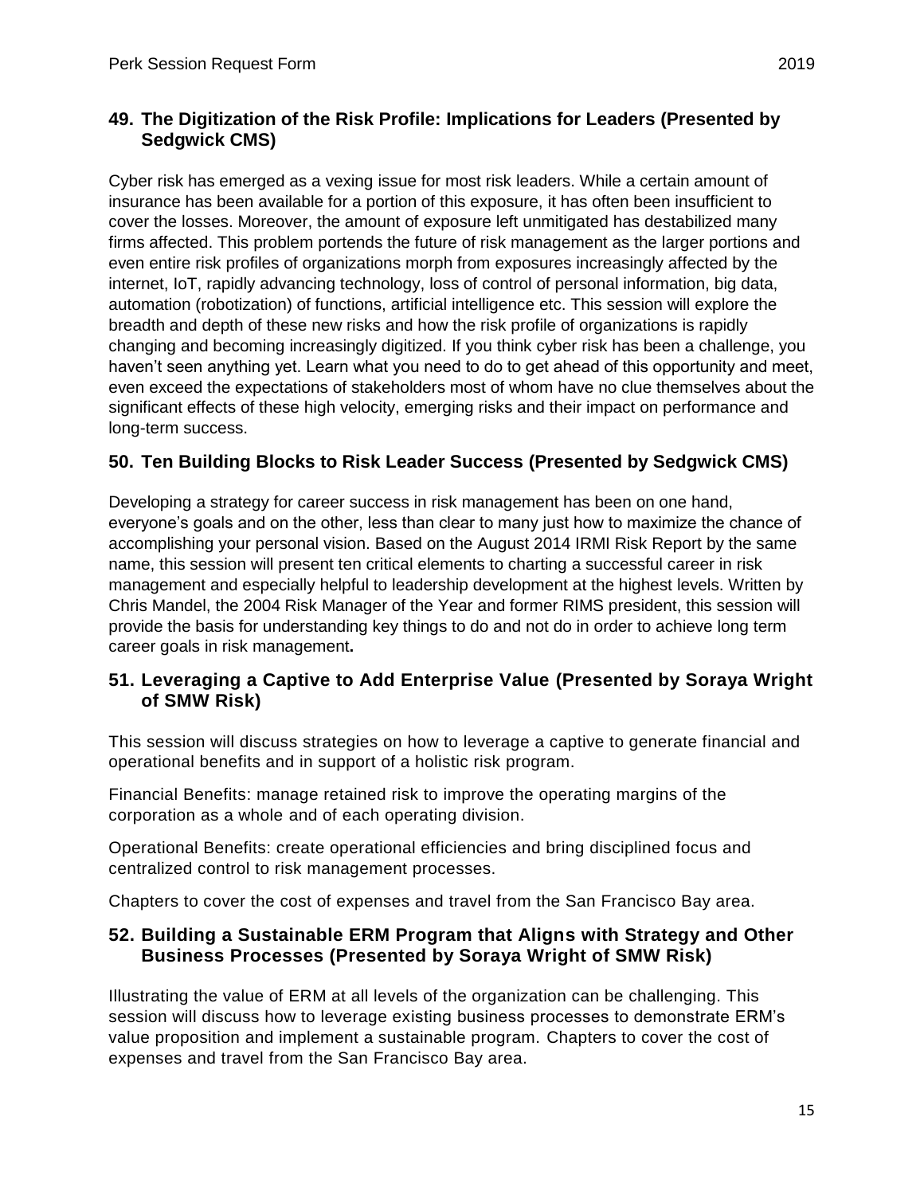## 49. The Digitization of the Risk Profile: Implications for Leaders (Presented by Sedgwick CMS)

Cyber risk has emerged as a vexing issue for most risk leaders. While a certain amount of insurance has been available for a portion of this exposure, it has often been insufficient to cover the losses. Moreover, the amount of exposure left unmitigated has destabilized many firms affected. This problem portends the future of risk management as the larger portions and even entire risk profiles of organizations morph from exposures increasingly affected by the internet, IoT, rapidly advancing technology, loss of control of personal information, big data, automation (robotization) of functions, artificial intelligence etc. This session will explore the breadth and depth of these new risks and how the risk profile of organizations is rapidly changing and becoming increasingly digitized. If you think cyber risk has been a challenge, you haven't seen anything yet. Learn what you need to do to get ahead of this opportunity and meet, even exceed the expectations of stakeholders most of whom have no clue themselves about the significant effects of these high velocity, emerging risks and their impact on performance and long-term success.

## 50. Ten Building Blocks to Risk Leader Success (Presented by Sedgwick CMS)

Developing a strategy for career success in risk management has been on one hand, everyone's goals and on the other, less than clear to many just how to maximize the chance of accomplishing your personal vision. Based on the August 2014 IRMI Risk Report by the same name, this session will present ten critical elements to charting a successful career in risk management and especially helpful to leadership development at the highest levels. Written by Chris Mandel, the 2004 Risk Manager of the Year and former RIMS president, this session will provide the basis for understanding key things to do and not do in order to achieve long term career goals in risk management**.**

## 51. Leveraging a Captive to Add Enterprise Value (Presented by Soraya Wright of SMW Risk)

This session will discuss strategies on how to leverage a captive to generate financial and operational benefits and in support of a holistic risk program.

Financial Benefits: manage retained risk to improve the operating margins of the corporation as a whole and of each operating division.

Operational Benefits: create operational efficiencies and bring disciplined focus and centralized control to risk management processes.

Chapters to cover the cost of expenses and travel from the San Francisco Bay area.

## 52. Building a Sustainable ERM Program that Aligns with Strategy and Other Business Processes (Presented by Soraya Wright of SMW Risk)

Illustrating the value of ERM at all levels of the organization can be challenging. This session will discuss how to leverage existing business processes to demonstrate ERM's value proposition and implement a sustainable program. Chapters to cover the cost of expenses and travel from the San Francisco Bay area.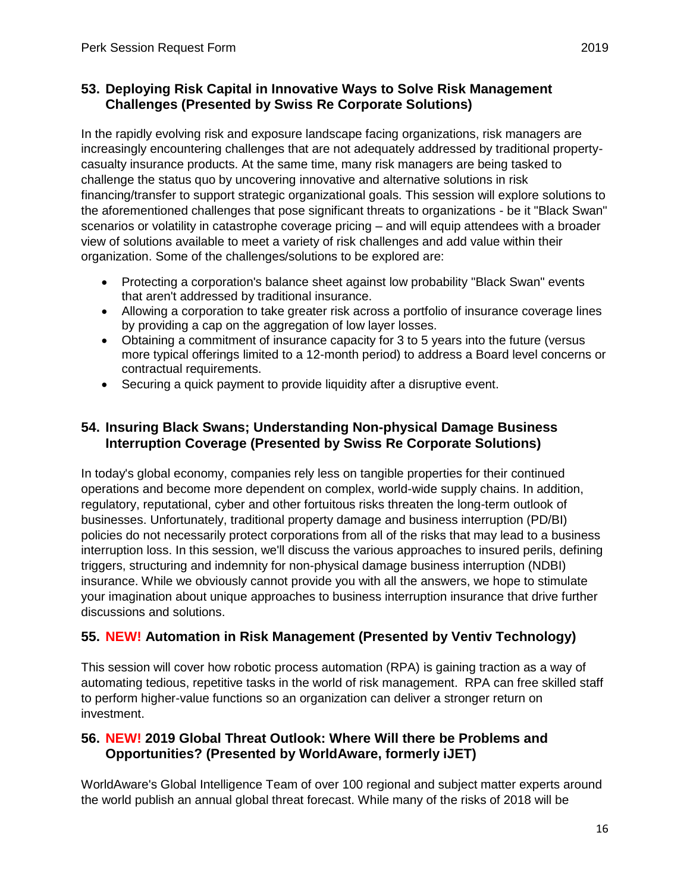## 53. Deploying Risk Capital in Innovative Ways to Solve Risk Management Challenges (Presented by Swiss Re Corporate Solutions)

In the rapidly evolving risk and exposure landscape facing organizations, risk managers are increasingly encountering challenges that are not adequately addressed by traditional property-casualty insurance products. At the same time, many risk managers are being tasked to challenge the status quo by uncovering innovative and alternative solutions in risk financing/transfer to support strategic organizational goals. This session will explore solutions to the aforementioned challenges that pose significant threats to organizations - be it "Black Swan" scenarios or volatility in catastrophe coverage pricing – and will equip attendees with a broader view of solutions available to meet a variety of risk challenges and add value within their organization. Some of the challenges/solutions to be explored are:

- Protecting a corporation's balance sheet against low probability "Black Swan" events that aren't addressed by traditional insurance.
- Allowing a corporation to take greater risk across a portfolio of insurance coverage lines by providing a cap on the aggregation of low layer losses.
- Obtaining a commitment of insurance capacity for 3 to 5 years into the future (versus more typical offerings limited to a 12-month period) to address a Board level concerns or contractual requirements.
- Securing a quick payment to provide liquidity after a disruptive event.

## 54. Insuring Black Swans; Understanding Non-physical Damage Business Interruption Coverage (Presented by Swiss Re Corporate Solutions)

In today's global economy, companies rely less on tangible properties for their continued operations and become more dependent on complex, world-wide supply chains. In addition, regulatory, reputational, cyber and other fortuitous risks threaten the long-term outlook of businesses. Unfortunately, traditional property damage and business interruption (PD/BI) policies do not necessarily protect corporations from all of the risks that may lead to a business interruption loss. In this session, we'll discuss the various approaches to insured perils, defining triggers, structuring and indemnity for non-physical damage business interruption (NDBI) insurance. While we obviously cannot provide you with all the answers, we hope to stimulate your imagination about unique approaches to business interruption insurance that drive further discussions and solutions.

## 55. NEW! Automation in Risk Management (Presented by Ventiv Technology)

This session will cover how robotic process automation (RPA) is gaining traction as a way of automating tedious, repetitive tasks in the world of risk management. RPA can free skilled staff to perform higher-value functions so an organization can deliver a stronger return on investment.

## 56. NEW! 2019 Global Threat Outlook: Where Will there be Problems and Opportunities? (Presented by WorldAware, formerly iJET)

WorldAware's Global Intelligence Team of over 100 regional and subject matter experts around the world publish an annual global threat forecast. While many of the risks of 2018 will be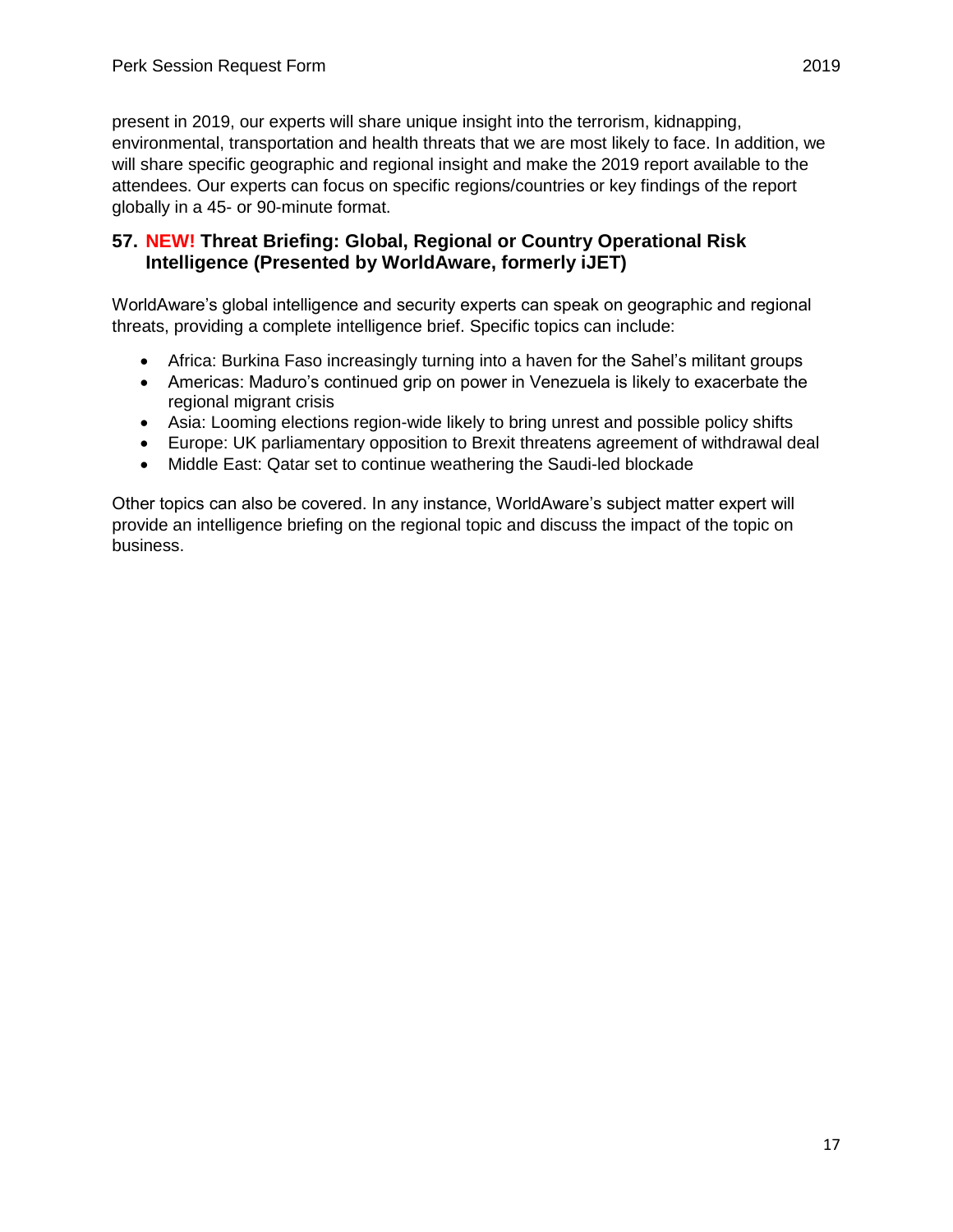present in 2019, our experts will share unique insight into the terrorism, kidnapping, environmental, transportation and health threats that we are most likely to face. In addition, we will share specific geographic and regional insight and make the 2019 report available to the attendees. Our experts can focus on specific regions/countries or key findings of the report globally in a 45- or 90-minute format.

### 57. NEW! Threat Briefing: Global, Regional or Country Operational Risk Intelligence (Presented by WorldAware, formerly iJET)

WorldAware's global intelligence and security experts can speak on geographic and regional threats, providing a complete intelligence brief. Specific topics can include:

- Africa: Burkina Faso increasingly turning into a haven for the Sahel's militant groups
- Americas: Maduro's continued grip on power in Venezuela is likely to exacerbate the regional migrant crisis
- Asia: Looming elections region-wide likely to bring unrest and possible policy shifts
- Europe: UK parliamentary opposition to Brexit threatens agreement of withdrawal deal
- Middle East: Qatar set to continue weathering the Saudi-led blockade

Other topics can also be covered. In any instance, WorldAware's subject matter expert will provide an intelligence briefing on the regional topic and discuss the impact of the topic on business.